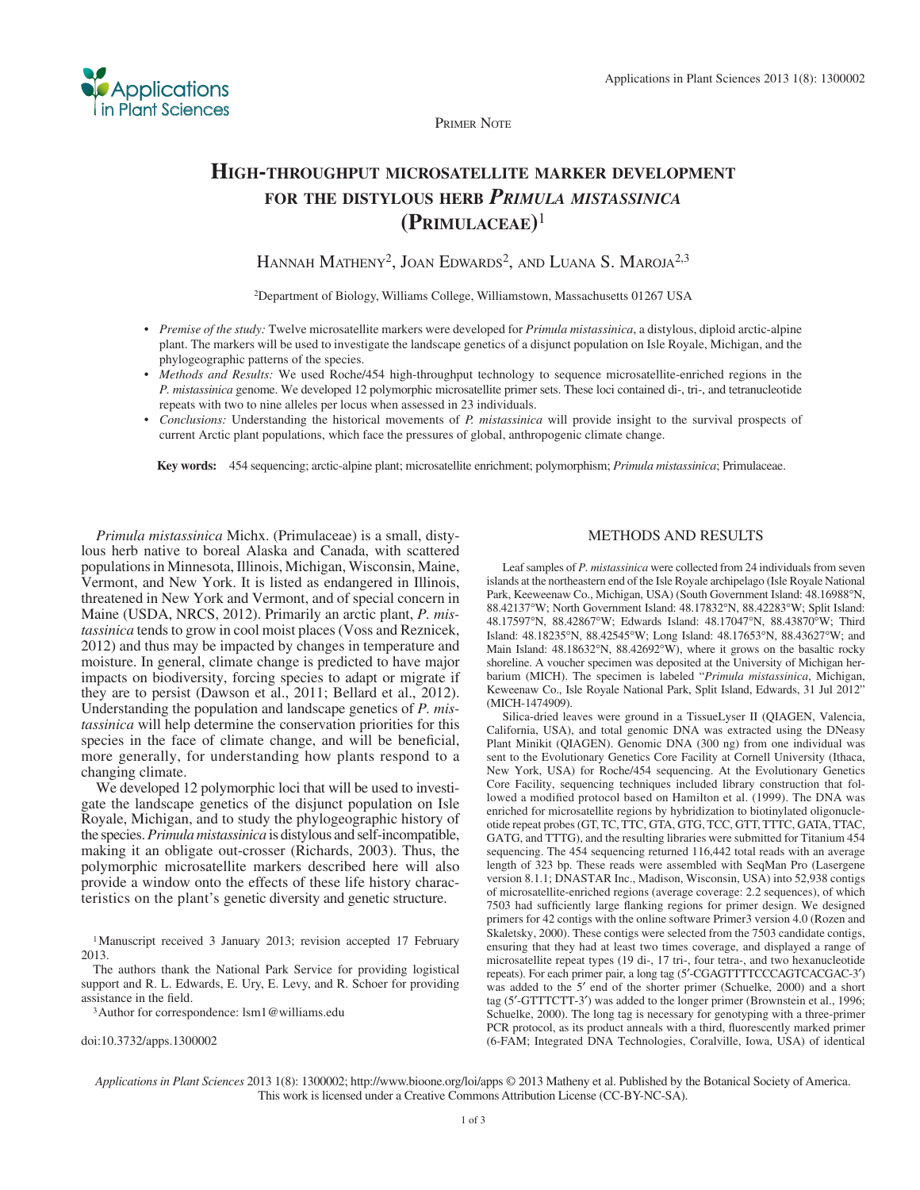Primer Note

# High-throughput microsatellite marker development for the distylous herb *Primula mistassinica* (Primulaceae)[1]

Hannah Matheny[2], Joan Edwards[2], and Luana S. Maroja[2,3]

[2]Department of Biology, Williams College, Williamstown, Massachusetts 01267 USA

- *Premise of the study:* Twelve microsatellite markers were developed for *Primula mistassinica*, a distylous, diploid arctic-alpine plant. The markers will be used to investigate the landscape genetics of a disjunct population on Isle Royale, Michigan, and the phylogeographic patterns of the species.
- *Methods and Results:* We used Roche/454 high-throughput technology to sequence microsatellite-enriched regions in the *P. mistassinica* genome. We developed 12 polymorphic microsatellite primer sets. These loci contained di-, tri-, and tetranucleotide repeats with two to nine alleles per locus when assessed in 23 individuals.
- *Conclusions:* Understanding the historical movements of *P. mistassinica* will provide insight to the survival prospects of current Arctic plant populations, which face the pressures of global, anthropogenic climate change.

**Key words:** 454 sequencing; arctic-alpine plant; microsatellite enrichment; polymorphism; *Primula mistassinica*; Primulaceae.

*Primula mistassinica* Michx. (Primulaceae) is a small, distylous herb native to boreal Alaska and Canada, with scattered populations in Minnesota, Illinois, Michigan, Wisconsin, Maine, Vermont, and New York. It is listed as endangered in Illinois, threatened in New York and Vermont, and of special concern in Maine (USDA, NRCS, 2012). Primarily an arctic plant, *P. mistassinica* tends to grow in cool moist places (Voss and Reznicek, 2012) and thus may be impacted by changes in temperature and moisture. In general, climate change is predicted to have major impacts on biodiversity, forcing species to adapt or migrate if they are to persist (Dawson et al., 2011; Bellard et al., 2012). Understanding the population and landscape genetics of *P. mistassinica* will help determine the conservation priorities for this species in the face of climate change, and will be beneficial, more generally, for understanding how plants respond to a changing climate.

We developed 12 polymorphic loci that will be used to investigate the landscape genetics of the disjunct population on Isle Royale, Michigan, and to study the phylogeographic history of the species. *Primula mistassinica* is distylous and self-incompatible, making it an obligate out-crosser (Richards, 2003). Thus, the polymorphic microsatellite markers described here will also provide a window onto the effects of these life history characteristics on the plant's genetic diversity and genetic structure.

[1]Manuscript received 3 January 2013; revision accepted 17 February 2013.

The authors thank the National Park Service for providing logistical support and R. L. Edwards, E. Ury, E. Levy, and R. Schoer for providing assistance in the field.

[3]Author for correspondence: lsm1@williams.edu

doi:10.3732/apps.1300002

## METHODS AND RESULTS

Leaf samples of *P. mistassinica* were collected from 24 individuals from seven islands at the northeastern end of the Isle Royale archipelago (Isle Royale National Park, Keeweenaw Co., Michigan, USA) (South Government Island: 48.16988°N, 88.42137°W; North Government Island: 48.17832°N, 88.42283°W; Split Island: 48.17597°N, 88.42867°W; Edwards Island: 48.17047°N, 88.43870°W; Third Island: 48.18235°N, 88.42545°W; Long Island: 48.17653°N, 88.43627°W; and Main Island: 48.18632°N, 88.42692°W), where it grows on the basaltic rocky shoreline. A voucher specimen was deposited at the University of Michigan herbarium (MICH). The specimen is labeled "*Primula mistassinica*, Michigan, Keweenaw Co., Isle Royale National Park, Split Island, Edwards, 31 Jul 2012" (MICH-1474909).

Silica-dried leaves were ground in a TissueLyser II (QIAGEN, Valencia, California, USA), and total genomic DNA was extracted using the DNeasy Plant Minikit (QIAGEN). Genomic DNA (300 ng) from one individual was sent to the Evolutionary Genetics Core Facility at Cornell University (Ithaca, New York, USA) for Roche/454 sequencing. At the Evolutionary Genetics Core Facility, sequencing techniques included library construction that followed a modified protocol based on Hamilton et al. (1999). The DNA was enriched for microsatellite regions by hybridization to biotinylated oligonucleotide repeat probes (GT, TC, TTC, GTA, GTG, TCC, GTT, TTTC, GATA, TTAC, GATG, and TTTG), and the resulting libraries were submitted for Titanium 454 sequencing. The 454 sequencing returned 116,442 total reads with an average length of 323 bp. These reads were assembled with SeqMan Pro (Lasergene version 8.1.1; DNASTAR Inc., Madison, Wisconsin, USA) into 52,938 contigs of microsatellite-enriched regions (average coverage: 2.2 sequences), of which 7503 had sufficiently large flanking regions for primer design. We designed primers for 42 contigs with the online software Primer3 version 4.0 (Rozen and Skaletsky, 2000). These contigs were selected from the 7503 candidate contigs, ensuring that they had at least two times coverage, and displayed a range of microsatellite repeat types (19 di-, 17 tri-, four tetra-, and two hexanucleotide repeats). For each primer pair, a long tag (5′-CGAGTTTTCCCAGTCACGAC-3′) was added to the 5′ end of the shorter primer (Schuelke, 2000) and a short tag (5′-GTTTCTT-3′) was added to the longer primer (Brownstein et al., 1996; Schuelke, 2000). The long tag is necessary for genotyping with a three-primer PCR protocol, as its product anneals with a third, fluorescently marked primer (6-FAM; Integrated DNA Technologies, Coralville, Iowa, USA) of identical

*Applications in Plant Sciences* 2013 1(8): 1300002; http://www.bioone.org/loi/apps © 2013 Matheny et al. Published by the Botanical Society of America. This work is licensed under a Creative Commons Attribution License (CC-BY-NC-SA).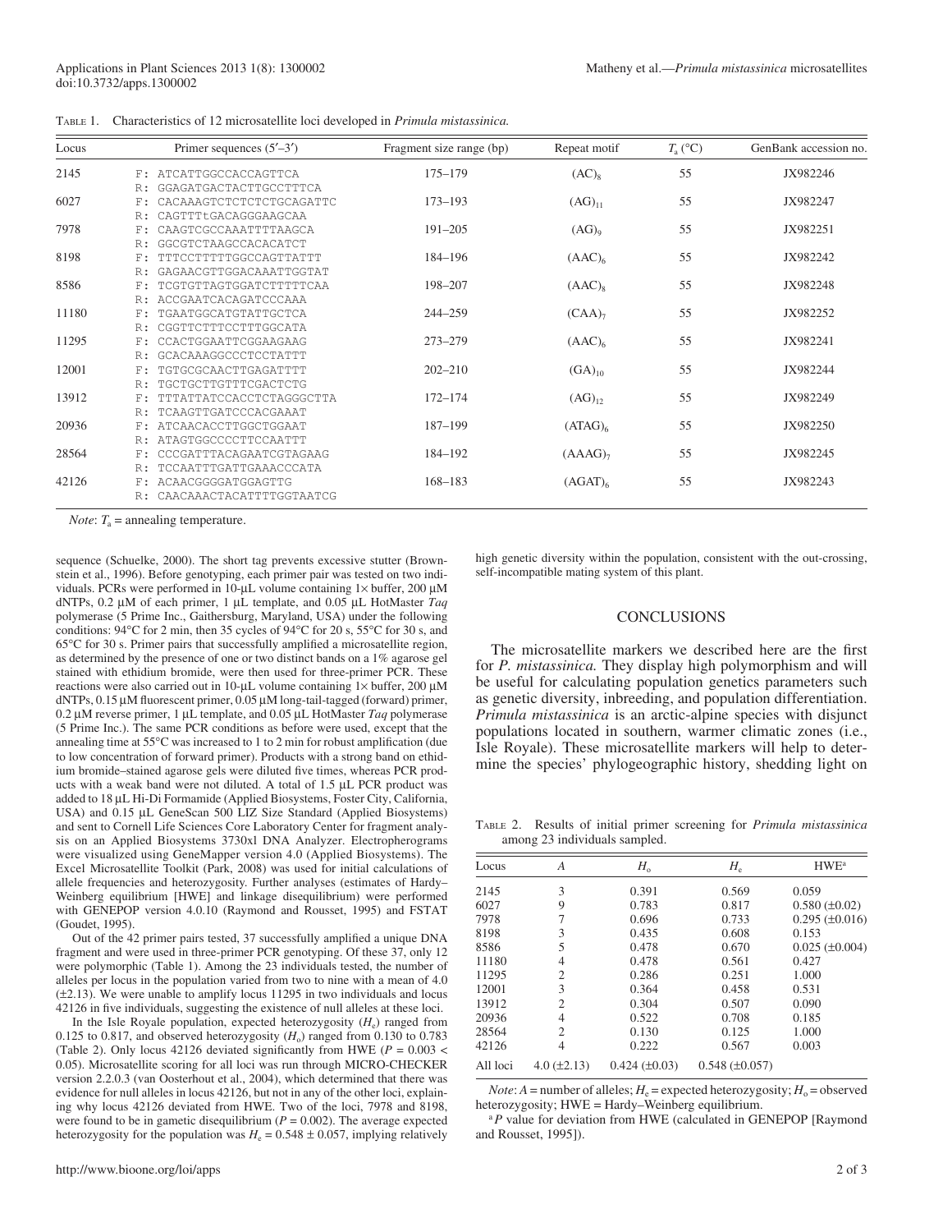Table 1. Characteristics of 12 microsatellite loci developed in *Primula mistassinica*.

| Locus | Primer sequences (5′–3′) | Fragment size range (bp) | Repeat motif | $T_a$ (°C) | GenBank accession no. |
|---|---|---|---|---|---|
| 2145 | F: ATCATTGGCCACCAGTTCA<br>R: GGAGATGACTACTTGCCTTTCA | 175–179 | $(AC)_8$ | 55 | JX982246 |
| 6027 | F: CACAAAGTCTCTCTCTGCAGATTC<br>R: CAGTTTtGACAGGGAAGCAA | 173–193 | $(AG)_{11}$ | 55 | JX982247 |
| 7978 | F: CAAGTCGCCAAATTTTAAGCA<br>R: GGCGTCTAAGCCACACATCT | 191–205 | $(AG)_9$ | 55 | JX982251 |
| 8198 | F: TTTCCTTTTTGGCCAGTTATTT<br>R: GAGAACGTTGGACAAATTGGTAT | 184–196 | $(AAC)_6$ | 55 | JX982242 |
| 8586 | F: TCGTGTTAGTGGATCTTTTTCAA<br>R: ACCGAATCACAGATCCCAAA | 198–207 | $(AAC)_8$ | 55 | JX982248 |
| 11180 | F: TGAATGGCATGTATTGCTCA<br>R: CGGTTCTTTCCTTTGGCATA | 244–259 | $(CAA)_7$ | 55 | JX982252 |
| 11295 | F: CCACTGGAATTCGGAAGAAG<br>R: GCACAAAGGCCCTCCTATTT | 273–279 | $(AAC)_6$ | 55 | JX982241 |
| 12001 | F: TGTGCGCAACTTGAGATTTT<br>R: TGCTGCTTGTTTCGACTCTG | 202–210 | $(GA)_{10}$ | 55 | JX982244 |
| 13912 | F: TTTATTATCCACCTCTAGGGCTTA<br>R: TCAAGTTGATCCCACGAAAT | 172–174 | $(AG)_{12}$ | 55 | JX982249 |
| 20936 | F: ATCAACACCTTGGCTGGAAT<br>R: ATAGTGGCCCCTTCCAATTT | 187–199 | $(ATAG)_6$ | 55 | JX982250 |
| 28564 | F: CCCGATTTACAGAATCGTAGAAG<br>R: TCCAATTTGATTGAAACCCATA | 184–192 | $(AAAG)_7$ | 55 | JX982245 |
| 42126 | F: ACAACGGGGATGGAGTTG<br>R: CAACAAACTACATTTTGGTAATCG | 168–183 | $(AGAT)_6$ | 55 | JX982243 |

*Note*: $T_a$ = annealing temperature.

sequence (Schuelke, 2000). The short tag prevents excessive stutter (Brownstein et al., 1996). Before genotyping, each primer pair was tested on two individuals. PCRs were performed in 10-μL volume containing 1× buffer, 200 μM dNTPs, 0.2 μM of each primer, 1 μL template, and 0.05 μL HotMaster *Taq* polymerase (5 Prime Inc., Gaithersburg, Maryland, USA) under the following conditions: 94°C for 2 min, then 35 cycles of 94°C for 20 s, 55°C for 30 s, and 65°C for 30 s. Primer pairs that successfully amplified a microsatellite region, as determined by the presence of one or two distinct bands on a 1% agarose gel stained with ethidium bromide, were then used for three-primer PCR. These reactions were also carried out in 10-μL volume containing 1× buffer, 200 μM dNTPs, 0.15 μM fluorescent primer, 0.05 μM long-tail-tagged (forward) primer, 0.2 μM reverse primer, 1 μL template, and 0.05 μL HotMaster *Taq* polymerase (5 Prime Inc.). The same PCR conditions as before were used, except that the annealing time at 55°C was increased to 1 to 2 min for robust amplification (due to low concentration of forward primer). Products with a strong band on ethidium bromide–stained agarose gels were diluted five times, whereas PCR products with a weak band were not diluted. A total of 1.5 μL PCR product was added to 18 μL Hi-Di Formamide (Applied Biosystems, Foster City, California, USA) and 0.15 μL GeneScan 500 LIZ Size Standard (Applied Biosystems) and sent to Cornell Life Sciences Core Laboratory Center for fragment analysis on an Applied Biosystems 3730xl DNA Analyzer. Electropherograms were visualized using GeneMapper version 4.0 (Applied Biosystems). The Excel Microsatellite Toolkit (Park, 2008) was used for initial calculations of allele frequencies and heterozygosity. Further analyses (estimates of Hardy–Weinberg equilibrium [HWE] and linkage disequilibrium) were performed with GENEPOP version 4.0.10 (Raymond and Rousset, 1995) and FSTAT (Goudet, 1995).

Out of the 42 primer pairs tested, 37 successfully amplified a unique DNA fragment and were used in three-primer PCR genotyping. Of these 37, only 12 were polymorphic (Table 1). Among the 23 individuals tested, the number of alleles per locus in the population varied from two to nine with a mean of 4.0 (±2.13). We were unable to amplify locus 11295 in two individuals and locus 42126 in five individuals, suggesting the existence of null alleles at these loci.

In the Isle Royale population, expected heterozygosity ($H_e$) ranged from 0.125 to 0.817, and observed heterozygosity ($H_o$) ranged from 0.130 to 0.783 (Table 2). Only locus 42126 deviated significantly from HWE ($P = 0.003 < 0.05$). Microsatellite scoring for all loci was run through MICRO-CHECKER version 2.2.0.3 (van Oosterhout et al., 2004), which determined that there was evidence for null alleles in locus 42126, but not in any of the other loci, explaining why locus 42126 deviated from HWE. Two of the loci, 7978 and 8198, were found to be in gametic disequilibrium ($P = 0.002$). The average expected heterozygosity for the population was $H_e = 0.548 \pm 0.057$, implying relatively high genetic diversity within the population, consistent with the out-crossing, self-incompatible mating system of this plant.

## CONCLUSIONS

The microsatellite markers we described here are the first for *P. mistassinica.* They display high polymorphism and will be useful for calculating population genetics parameters such as genetic diversity, inbreeding, and population differentiation. *Primula mistassinica* is an arctic-alpine species with disjunct populations located in southern, warmer climatic zones (i.e., Isle Royale). These microsatellite markers will help to determine the species' phylogeographic history, shedding light on

Table 2. Results of initial primer screening for *Primula mistassinica* among 23 individuals sampled.

| Locus | $A$ | $H_o$ | $H_e$ | HWE[a] |
|---|---|---|---|---|
| 2145 | 3 | 0.391 | 0.569 | 0.059 |
| 6027 | 9 | 0.783 | 0.817 | 0.580 (±0.02) |
| 7978 | 7 | 0.696 | 0.733 | 0.295 (±0.016) |
| 8198 | 3 | 0.435 | 0.608 | 0.153 |
| 8586 | 5 | 0.478 | 0.670 | 0.025 (±0.004) |
| 11180 | 4 | 0.478 | 0.561 | 0.427 |
| 11295 | 2 | 0.286 | 0.251 | 1.000 |
| 12001 | 3 | 0.364 | 0.458 | 0.531 |
| 13912 | 2 | 0.304 | 0.507 | 0.090 |
| 20936 | 4 | 0.522 | 0.708 | 0.185 |
| 28564 | 2 | 0.130 | 0.125 | 1.000 |
| 42126 | 4 | 0.222 | 0.567 | 0.003 |
| All loci | 4.0 (±2.13) | 0.424 (±0.03) | 0.548 (±0.057) | |

*Note*: $A$ = number of alleles; $H_e$ = expected heterozygosity; $H_o$ = observed heterozygosity; HWE = Hardy–Weinberg equilibrium.

[a] $P$ value for deviation from HWE (calculated in GENEPOP [Raymond and Rousset, 1995]).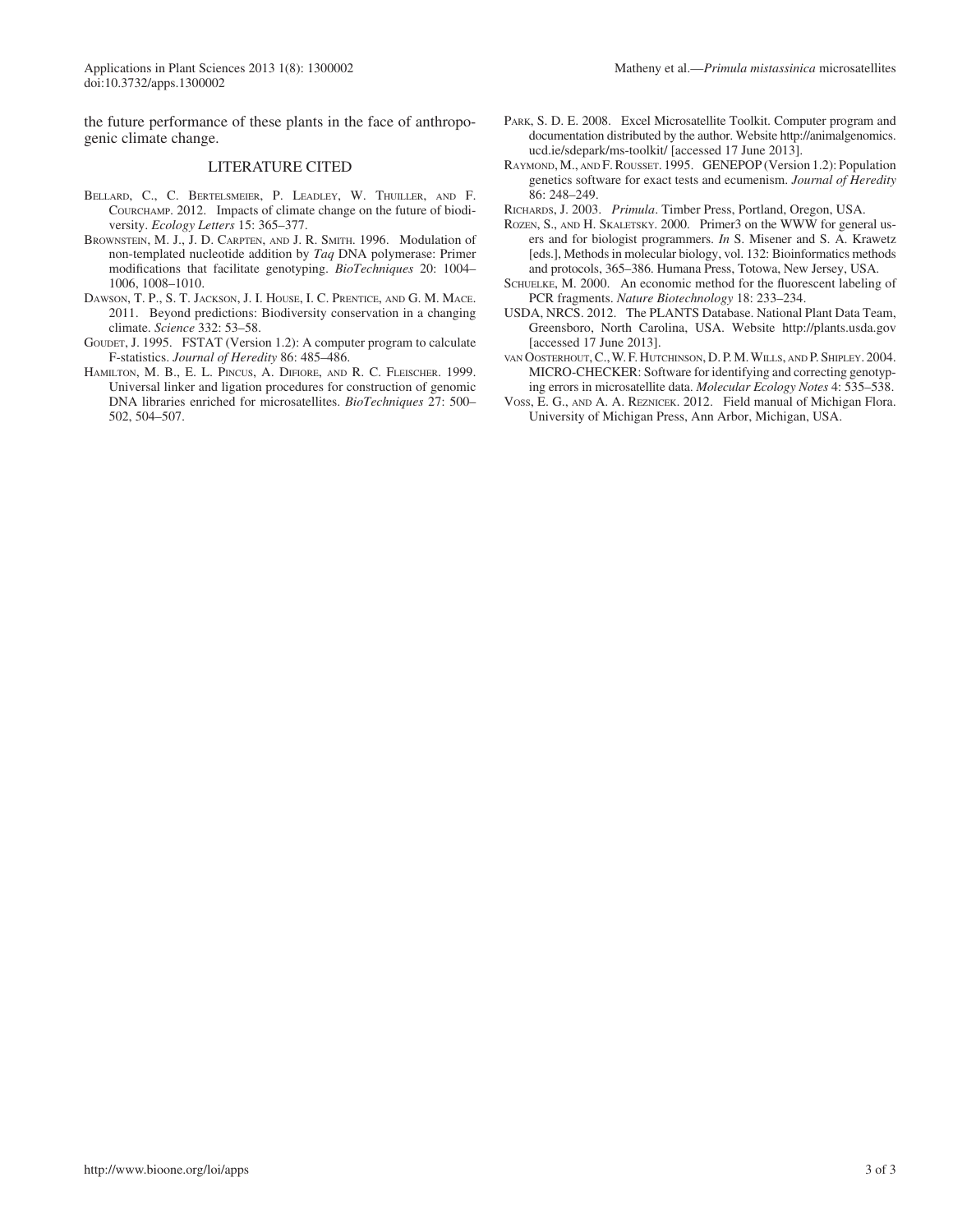the future performance of these plants in the face of anthropogenic climate change.

## LITERATURE CITED

Bellard, C., C. Bertelsmeier, P. Leadley, W. Thuiller, and F. Courchamp. 2012. Impacts of climate change on the future of biodiversity. *Ecology Letters* 15: 365–377.

Brownstein, M. J., J. D. Carpten, and J. R. Smith. 1996. Modulation of non-templated nucleotide addition by *Taq* DNA polymerase: Primer modifications that facilitate genotyping. *BioTechniques* 20: 1004–1006, 1008–1010.

Dawson, T. P., S. T. Jackson, J. I. House, I. C. Prentice, and G. M. Mace. 2011. Beyond predictions: Biodiversity conservation in a changing climate. *Science* 332: 53–58.

Goudet, J. 1995. FSTAT (Version 1.2): A computer program to calculate F-statistics. *Journal of Heredity* 86: 485–486.

Hamilton, M. B., E. L. Pincus, A. Difiore, and R. C. Fleischer. 1999. Universal linker and ligation procedures for construction of genomic DNA libraries enriched for microsatellites. *BioTechniques* 27: 500–502, 504–507.

Park, S. D. E. 2008. Excel Microsatellite Toolkit. Computer program and documentation distributed by the author. Website http://animalgenomics.ucd.ie/sdepark/ms-toolkit/ [accessed 17 June 2013].

Raymond, M., and F. Rousset. 1995. GENEPOP (Version 1.2): Population genetics software for exact tests and ecumenism. *Journal of Heredity* 86: 248–249.

Richards, J. 2003. *Primula*. Timber Press, Portland, Oregon, USA.

Rozen, S., and H. Skaletsky. 2000. Primer3 on the WWW for general users and for biologist programmers. *In* S. Misener and S. A. Krawetz [eds.], Methods in molecular biology, vol. 132: Bioinformatics methods and protocols, 365–386. Humana Press, Totowa, New Jersey, USA.

Schuelke, M. 2000. An economic method for the fluorescent labeling of PCR fragments. *Nature Biotechnology* 18: 233–234.

USDA, NRCS. 2012. The PLANTS Database. National Plant Data Team, Greensboro, North Carolina, USA. Website http://plants.usda.gov [accessed 17 June 2013].

van Oosterhout, C., W. F. Hutchinson, D. P. M. Wills, and P. Shipley. 2004. MICRO-CHECKER: Software for identifying and correcting genotyping errors in microsatellite data. *Molecular Ecology Notes* 4: 535–538.

Voss, E. G., and A. A. Reznicek. 2012. Field manual of Michigan Flora. University of Michigan Press, Ann Arbor, Michigan, USA.